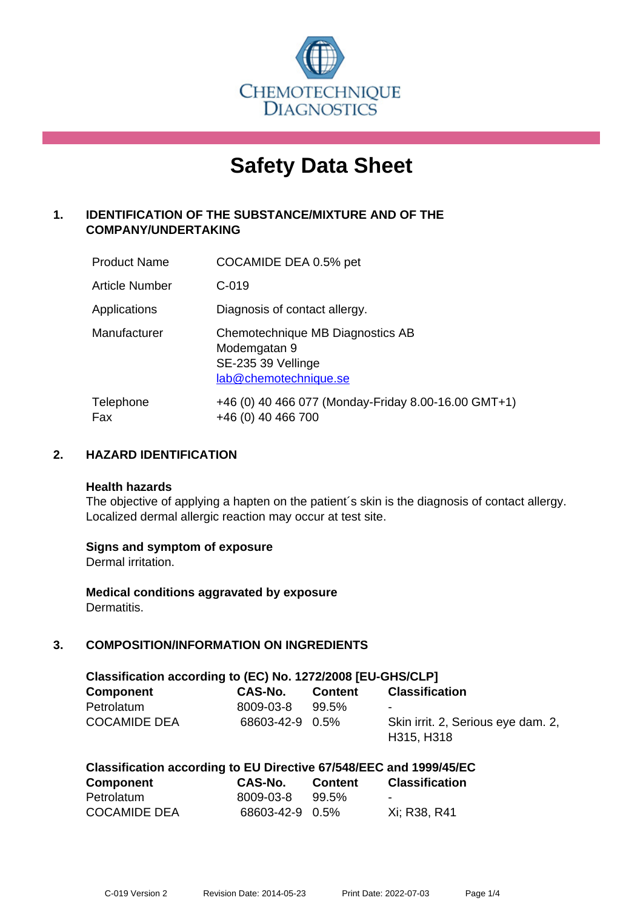CHEMOTECHNIQUE DIAGNOSTICS

# Safety Data Sheet

## 1. IDENTIFICATION OF THE SUBSTANCE/MIXTURE AND OF THE COMPANY/UNDERTAKING

| | |
|---|---|
| Product Name | COCAMIDE DEA 0.5% pet |
| Article Number | C-019 |
| Applications | Diagnosis of contact allergy. |
| Manufacturer | Chemotechnique MB Diagnostics AB<br>Modemgatan 9<br>SE-235 39 Vellinge<br>lab@chemotechnique.se |
| Telephone<br>Fax | +46 (0) 40 466 077 (Monday-Friday 8.00-16.00 GMT+1)<br>+46 (0) 40 466 700 |

## 2. HAZARD IDENTIFICATION

**Health hazards**
The objective of applying a hapten on the patient´s skin is the diagnosis of contact allergy. Localized dermal allergic reaction may occur at test site.

**Signs and symptom of exposure**
Dermal irritation.

**Medical conditions aggravated by exposure**
Dermatitis.

## 3. COMPOSITION/INFORMATION ON INGREDIENTS

**Classification according to (EC) No. 1272/2008 [EU-GHS/CLP]**

| Component | CAS-No. | Content | Classification |
|---|---|---|---|
| Petrolatum | 8009-03-8 | 99.5% | - |
| COCAMIDE DEA | 68603-42-9 | 0.5% | Skin irrit. 2, Serious eye dam. 2, H315, H318 |

**Classification according to EU Directive 67/548/EEC and 1999/45/EC**

| Component | CAS-No. | Content | Classification |
|---|---|---|---|
| Petrolatum | 8009-03-8 | 99.5% | - |
| COCAMIDE DEA | 68603-42-9 | 0.5% | Xi; R38, R41 |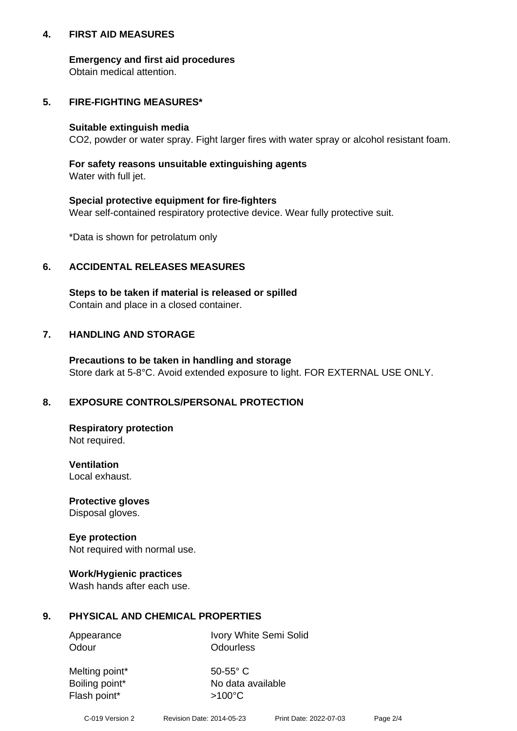## 4. FIRST AID MEASURES

**Emergency and first aid procedures**
Obtain medical attention.

## 5. FIRE-FIGHTING MEASURES*

**Suitable extinguish media**
$CO_2$, powder or water spray. Fight larger fires with water spray or alcohol resistant foam.

**For safety reasons unsuitable extinguishing agents**
Water with full jet.

**Special protective equipment for fire-fighters**
Wear self-contained respiratory protective device. Wear fully protective suit.

*Data is shown for petrolatum only

## 6. ACCIDENTAL RELEASES MEASURES

**Steps to be taken if material is released or spilled**
Contain and place in a closed container.

## 7. HANDLING AND STORAGE

**Precautions to be taken in handling and storage**
Store dark at 5-8°C. Avoid extended exposure to light. FOR EXTERNAL USE ONLY.

## 8. EXPOSURE CONTROLS/PERSONAL PROTECTION

**Respiratory protection**
Not required.

**Ventilation**
Local exhaust.

**Protective gloves**
Disposal gloves.

**Eye protection**
Not required with normal use.

**Work/Hygienic practices**
Wash hands after each use.

## 9. PHYSICAL AND CHEMICAL PROPERTIES

| | |
|---|---|
| Appearance | Ivory White Semi Solid |
| Odour | Odourless |
| Melting point* | 50-55° C |
| Boiling point* | No data available |
| Flash point* | >100°C |

C-019 Version 2 Revision Date: 2014-05-23 Print Date: 2022-07-03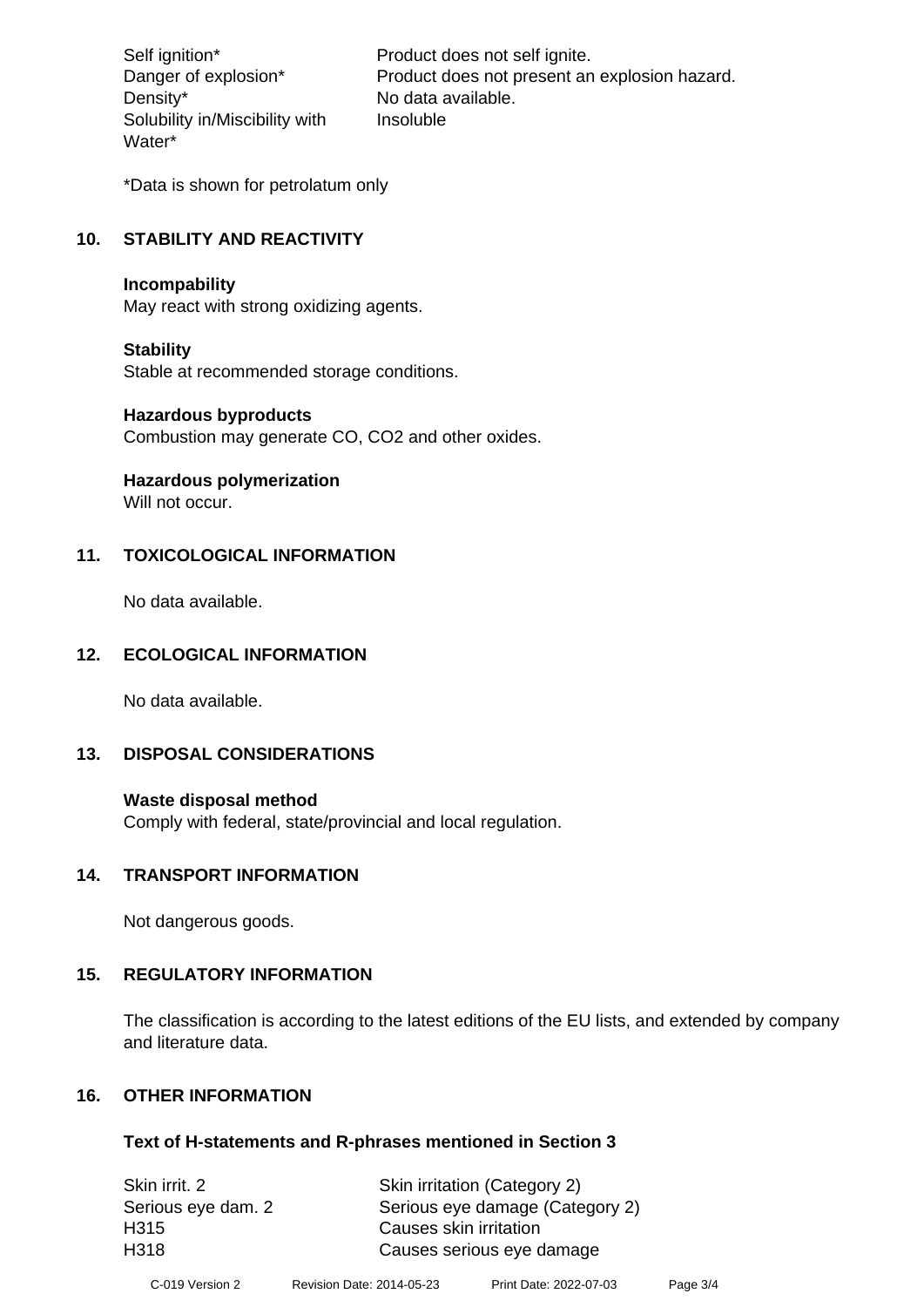| | |
|---|---|
| Self ignition* | Product does not self ignite. |
| Danger of explosion* | Product does not present an explosion hazard. |
| Density* | No data available. |
| Solubility in/Miscibility with Water* | Insoluble |

*Data is shown for petrolatum only

## 10. STABILITY AND REACTIVITY

**Incompability**
May react with strong oxidizing agents.

**Stability**
Stable at recommended storage conditions.

**Hazardous byproducts**
Combustion may generate CO, $CO_2$ and other oxides.

**Hazardous polymerization**
Will not occur.

## 11. TOXICOLOGICAL INFORMATION

No data available.

## 12. ECOLOGICAL INFORMATION

No data available.

## 13. DISPOSAL CONSIDERATIONS

**Waste disposal method**
Comply with federal, state/provincial and local regulation.

## 14. TRANSPORT INFORMATION

Not dangerous goods.

## 15. REGULATORY INFORMATION

The classification is according to the latest editions of the EU lists, and extended by company and literature data.

## 16. OTHER INFORMATION

**Text of H-statements and R-phrases mentioned in Section 3**

| | |
|---|---|
| Skin irrit. 2 | Skin irritation (Category 2) |
| Serious eye dam. 2 | Serious eye damage (Category 2) |
| H315 | Causes skin irritation |
| H318 | Causes serious eye damage |

C-019 Version 2 Revision Date: 2014-05-23 Print Date: 2022-07-03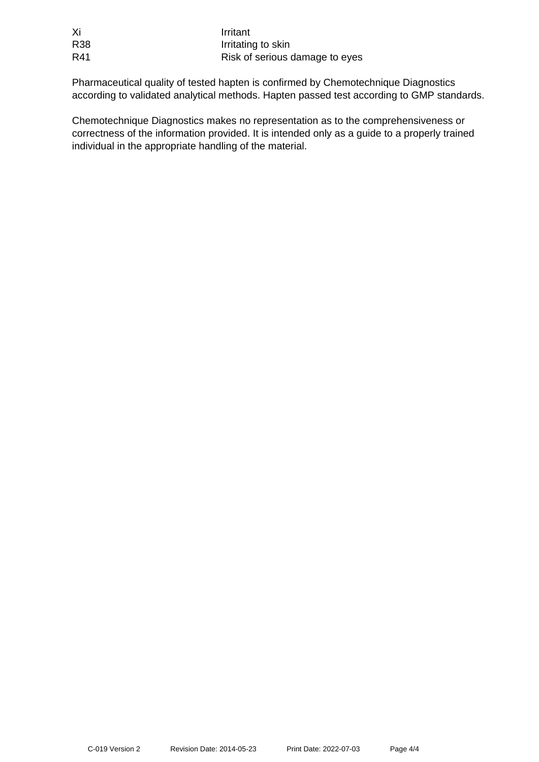| | |
|---|---|
| Xi | Irritant |
| R38 | Irritating to skin |
| R41 | Risk of serious damage to eyes |

Pharmaceutical quality of tested hapten is confirmed by Chemotechnique Diagnostics according to validated analytical methods. Hapten passed test according to GMP standards.

Chemotechnique Diagnostics makes no representation as to the comprehensiveness or correctness of the information provided. It is intended only as a guide to a properly trained individual in the appropriate handling of the material.